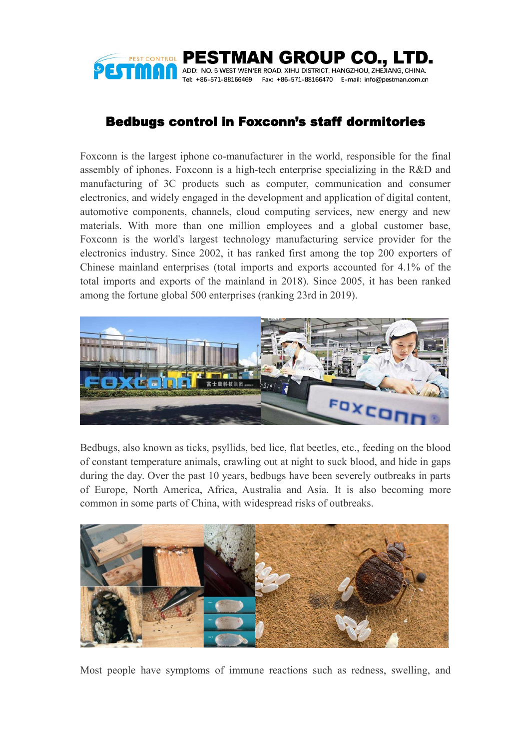**PESTMAN GROUP CO., LTD.**
ADD: NO. 5 WEST WEN'ER ROAD, XIHU DISTRICT, HANGZHOU, ZHEJIANG, CHINA.
Tel: +86-571-88166469 Fax: +86-571-88166470 E-mail: info@pestman.com.cn

# Bedbugs control in Foxconn's staff dormitories

Foxconn is the largest iphone co-manufacturer in the world, responsible for the final assembly of iphones. Foxconn is a high-tech enterprise specializing in the R&D and manufacturing of 3C products such as computer, communication and consumer electronics, and widely engaged in the development and application of digital content, automotive components, channels, cloud computing services, new energy and new materials. With more than one million employees and a global customer base, Foxconn is the world's largest technology manufacturing service provider for the electronics industry. Since 2002, it has ranked first among the top 200 exporters of Chinese mainland enterprises (total imports and exports accounted for 4.1% of the total imports and exports of the mainland in 2018). Since 2005, it has been ranked among the fortune global 500 enterprises (ranking 23rd in 2019).

Bedbugs, also known as ticks, psyllids, bed lice, flat beetles, etc., feeding on the blood of constant temperature animals, crawling out at night to suck blood, and hide in gaps during the day. Over the past 10 years, bedbugs have been severely outbreaks in parts of Europe, North America, Africa, Australia and Asia. It is also becoming more common in some parts of China, with widespread risks of outbreaks.

Most people have symptoms of immune reactions such as redness, swelling, and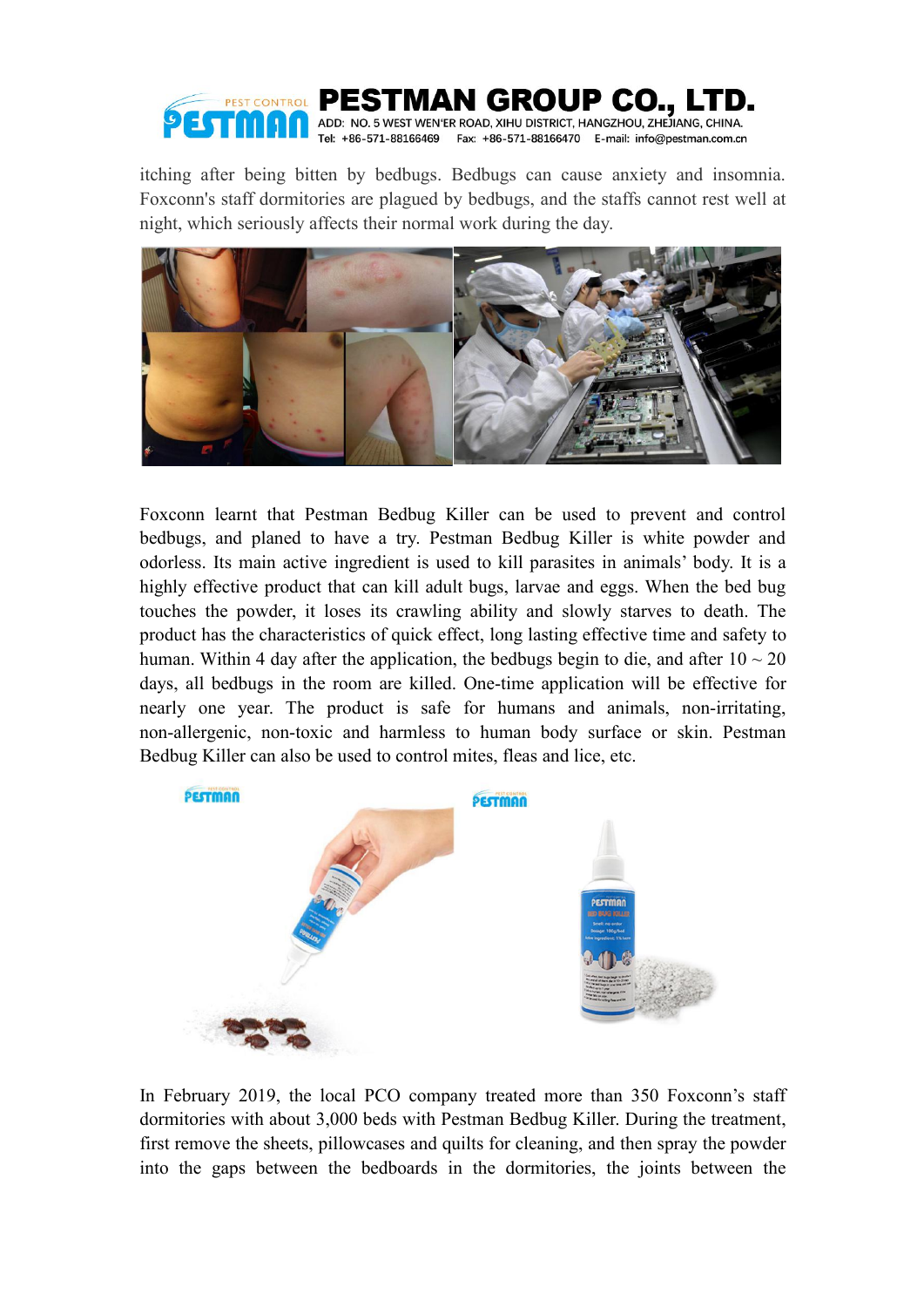itching after being bitten by bedbugs. Bedbugs can cause anxiety and insomnia. Foxconn's staff dormitories are plagued by bedbugs, and the staffs cannot rest well at night, which seriously affects their normal work during the day.

Foxconn learnt that Pestman Bedbug Killer can be used to prevent and control bedbugs, and planed to have a try. Pestman Bedbug Killer is white powder and odorless. Its main active ingredient is used to kill parasites in animals' body. It is a highly effective product that can kill adult bugs, larvae and eggs. When the bed bug touches the powder, it loses its crawling ability and slowly starves to death. The product has the characteristics of quick effect, long lasting effective time and safety to human. Within 4 day after the application, the bedbugs begin to die, and after 10 ~ 20 days, all bedbugs in the room are killed. One-time application will be effective for nearly one year. The product is safe for humans and animals, non-irritating, non-allergenic, non-toxic and harmless to human body surface or skin. Pestman Bedbug Killer can also be used to control mites, fleas and lice, etc.

In February 2019, the local PCO company treated more than 350 Foxconn's staff dormitories with about 3,000 beds with Pestman Bedbug Killer. During the treatment, first remove the sheets, pillowcases and quilts for cleaning, and then spray the powder into the gaps between the bedboards in the dormitories, the joints between the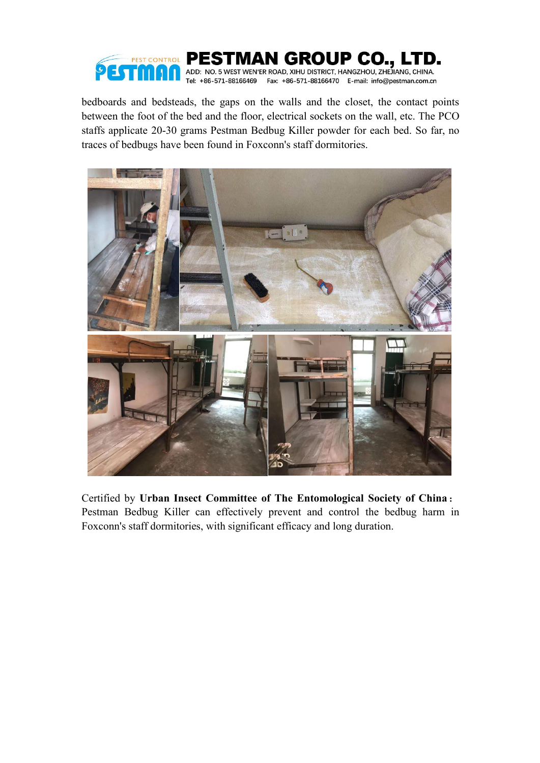bedboards and bedsteads, the gaps on the walls and the closet, the contact points between the foot of the bed and the floor, electrical sockets on the wall, etc. The PCO staffs applicate 20-30 grams Pestman Bedbug Killer powder for each bed. So far, no traces of bedbugs have been found in Foxconn's staff dormitories.

Certified by **Urban Insect Committee of The Entomological Society of China**: Pestman Bedbug Killer can effectively prevent and control the bedbug harm in Foxconn's staff dormitories, with significant efficacy and long duration.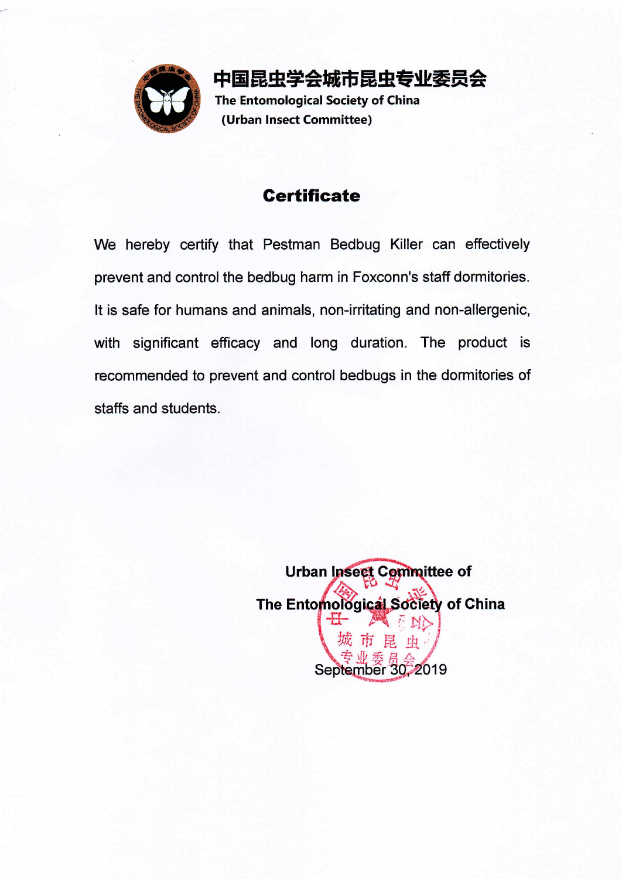中国昆虫学会城市昆虫专业委员会

The Entomological Society of China

(Urban Insect Committee)

# Certificate

We hereby certify that Pestman Bedbug Killer can effectively prevent and control the bedbug harm in Foxconn's staff dormitories. It is safe for humans and animals, non-irritating and non-allergenic, with significant efficacy and long duration. The product is recommended to prevent and control bedbugs in the dormitories of staffs and students.

**Urban Insect Committee of**

**The Entomological Society of China**

September 30, 2019